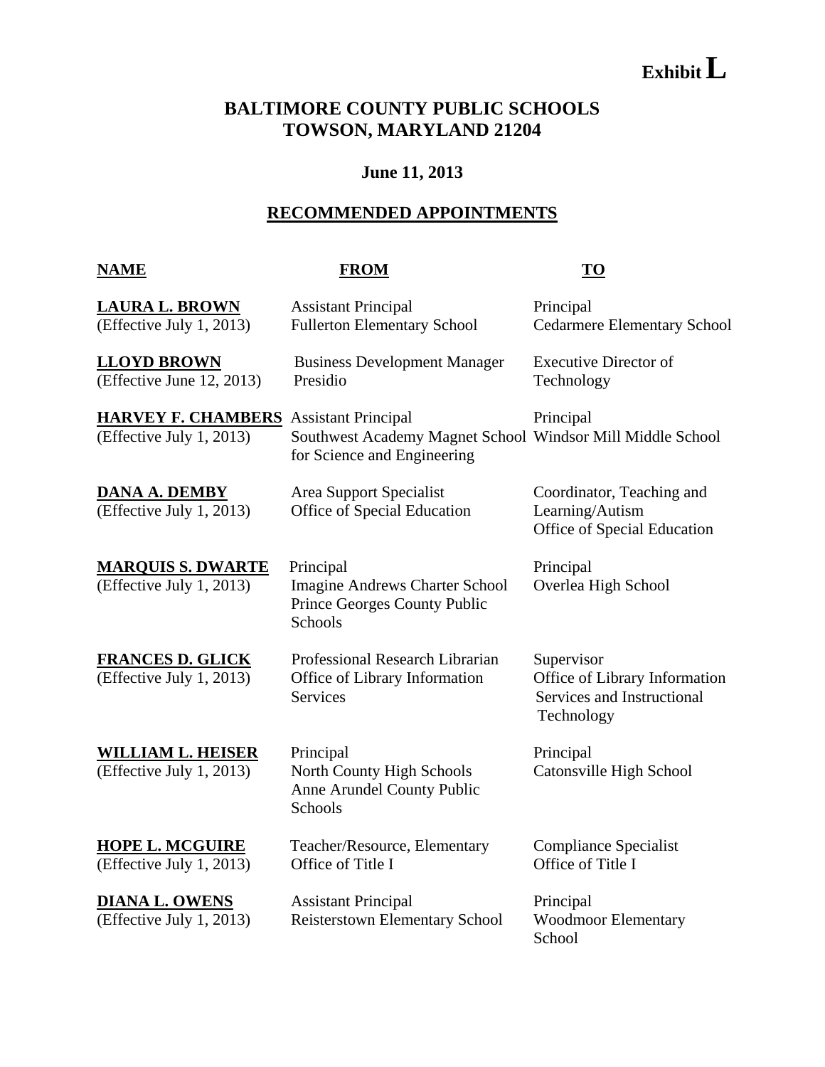**Exhibit L**

# BALTIMORE COUNTY PUBLIC SCHOOLS
## TOWSON, MARYLAND 21204

### June 11, 2013

### RECOMMENDED APPOINTMENTS

| NAME | FROM | TO |
|---|---|---|
| **LAURA L. BROWN** (Effective July 1, 2013) | Assistant Principal Fullerton Elementary School | Principal Cedarmere Elementary School |
| **LLOYD BROWN** (Effective June 12, 2013) | Business Development Manager Presidio | Executive Director of Technology |
| **HARVEY F. CHAMBERS** (Effective July 1, 2013) | Assistant Principal Southwest Academy Magnet School for Science and Engineering | Principal Windsor Mill Middle School |
| **DANA A. DEMBY** (Effective July 1, 2013) | Area Support Specialist Office of Special Education | Coordinator, Teaching and Learning/Autism Office of Special Education |
| **MARQUIS S. DWARTE** (Effective July 1, 2013) | Principal Imagine Andrews Charter School Prince Georges County Public Schools | Principal Overlea High School |
| **FRANCES D. GLICK** (Effective July 1, 2013) | Professional Research Librarian Office of Library Information Services | Supervisor Office of Library Information Services and Instructional Technology |
| **WILLIAM L. HEISER** (Effective July 1, 2013) | Principal North County High Schools Anne Arundel County Public Schools | Principal Catonsville High School |
| **HOPE L. MCGUIRE** (Effective July 1, 2013) | Teacher/Resource, Elementary Office of Title I | Compliance Specialist Office of Title I |
| **DIANA L. OWENS** (Effective July 1, 2013) | Assistant Principal Reisterstown Elementary School | Principal Woodmoor Elementary School |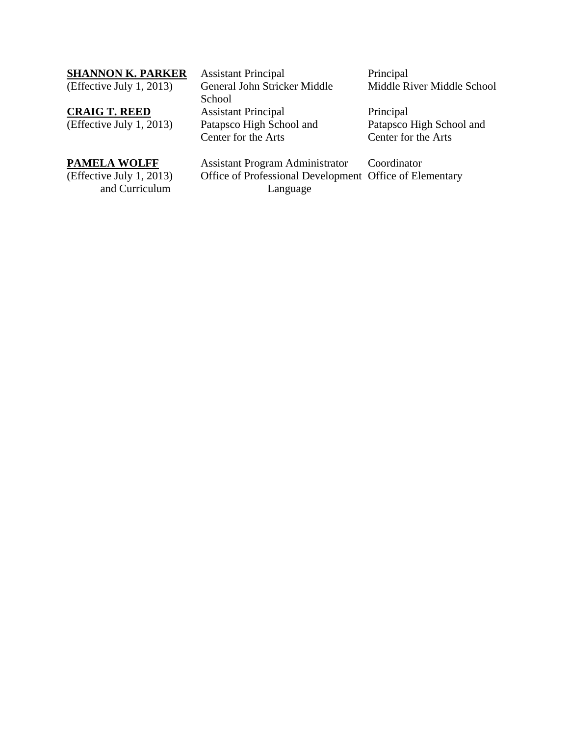| | | |
|---|---|---|
| **SHANNON K. PARKER** (Effective July 1, 2013) | Assistant Principal General John Stricker Middle School | Principal Middle River Middle School |
| **CRAIG T. REED** (Effective July 1, 2013) | Assistant Principal Patapsco High School and Center for the Arts | Principal Patapsco High School and Center for the Arts |
| **PAMELA WOLFF** (Effective July 1, 2013) and Curriculum | Assistant Program Administrator Office of Professional Development Language | Coordinator Office of Elementary |